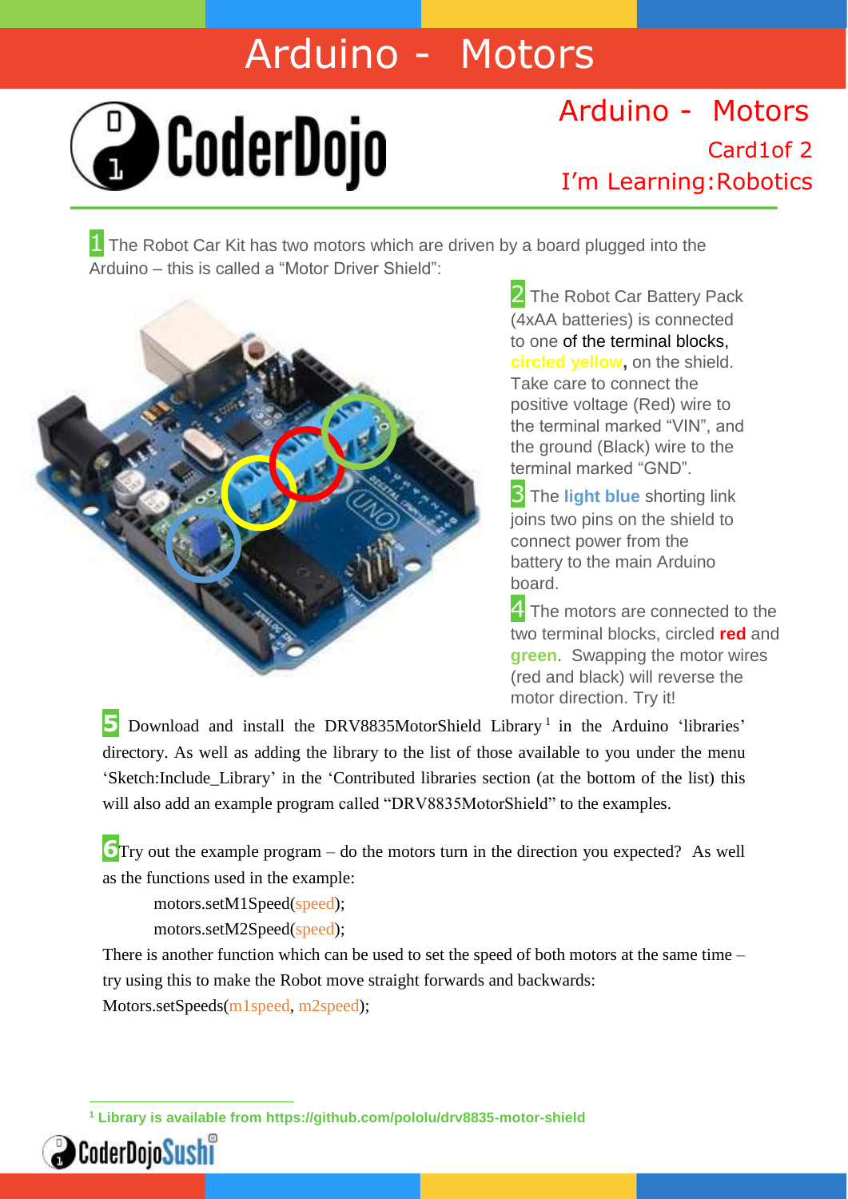# Arduino - Motors

## Arduino - Motors

Card1of 2

I'm Learning:Robotics

1 The Robot Car Kit has two motors which are driven by a board plugged into the Arduino – this is called a "Motor Driver Shield":

2 The Robot Car Battery Pack (4xAA batteries) is connected to one of the terminal blocks, **circled yellow**, on the shield. Take care to connect the positive voltage (Red) wire to the terminal marked "VIN", and the ground (Black) wire to the terminal marked "GND".

3 The **light blue** shorting link joins two pins on the shield to connect power from the battery to the main Arduino board.

4 The motors are connected to the two terminal blocks, circled **red** and **green**. Swapping the motor wires (red and black) will reverse the motor direction. Try it!

5 Download and install the DRV8835MotorShield Library[1] in the Arduino 'libraries' directory. As well as adding the library to the list of those available to you under the menu 'Sketch:Include_Library' in the 'Contributed libraries section (at the bottom of the list) this will also add an example program called "DRV8835MotorShield" to the examples.

6 Try out the example program – do the motors turn in the direction you expected? As well as the functions used in the example:

```
motors.setM1Speed(speed);
motors.setM2Speed(speed);
```

There is another function which can be used to set the speed of both motors at the same time – try using this to make the Robot move straight forwards and backwards:

```
Motors.setSpeeds(m1speed, m2speed);
```

[1] Library is available from https://github.com/pololu/drv8835-motor-shield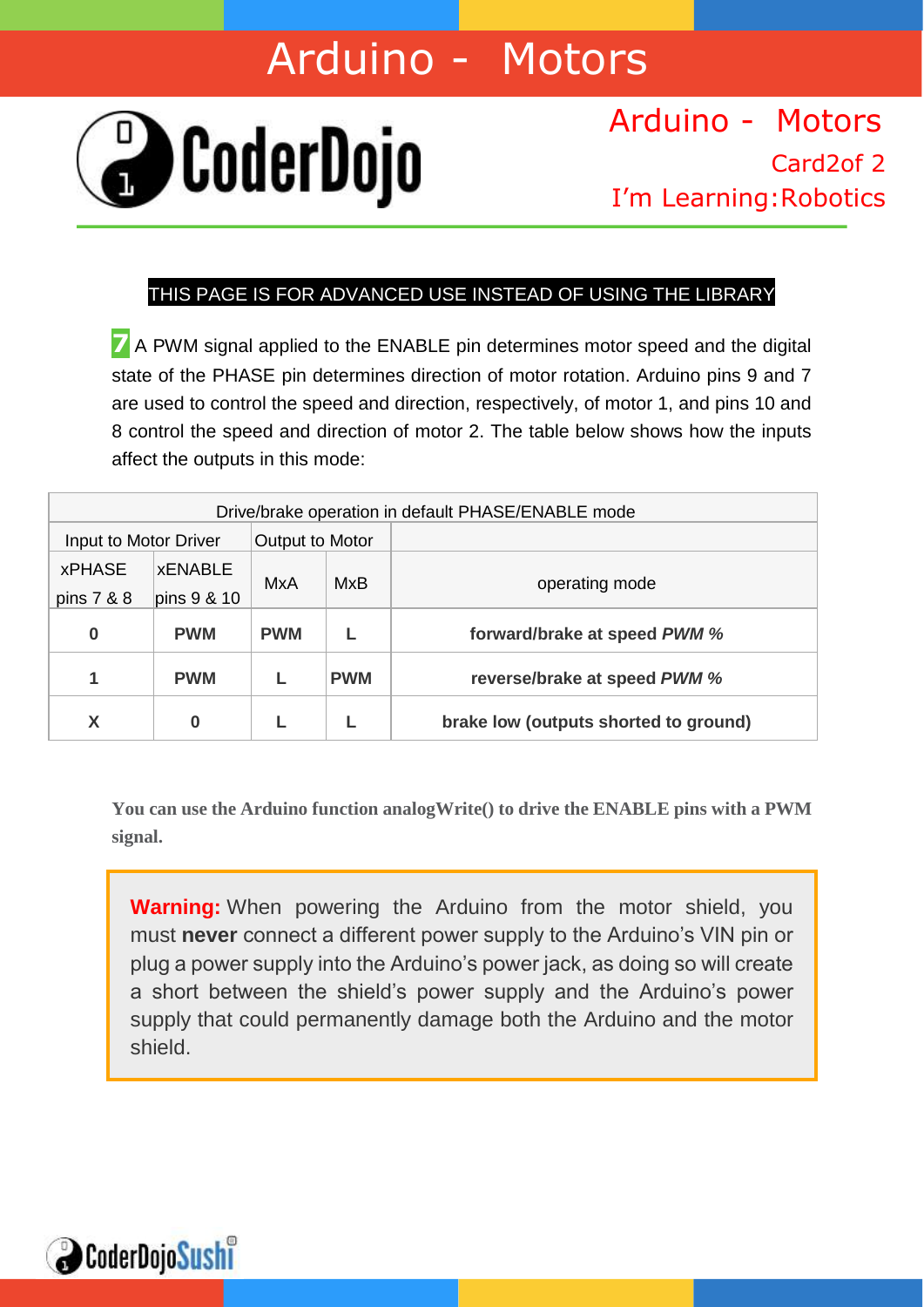# Arduino - Motors

Arduino - Motors

Card2of 2

I'm Learning:Robotics

THIS PAGE IS FOR ADVANCED USE INSTEAD OF USING THE LIBRARY

**7** A PWM signal applied to the ENABLE pin determines motor speed and the digital state of the PHASE pin determines direction of motor rotation. Arduino pins 9 and 7 are used to control the speed and direction, respectively, of motor 1, and pins 10 and 8 control the speed and direction of motor 2. The table below shows how the inputs affect the outputs in this mode:

| Drive/brake operation in default PHASE/ENABLE mode | | | | |
|---|---|---|---|---|
| Input to Motor Driver | | Output to Motor | | |
| xPHASE pins 7 & 8 | xENABLE pins 9 & 10 | MxA | MxB | operating mode |
| **0** | **PWM** | **PWM** | **L** | **forward/brake at speed *PWM %*** |
| **1** | **PWM** | **L** | **PWM** | **reverse/brake at speed *PWM %*** |
| **X** | **0** | **L** | **L** | **brake low (outputs shorted to ground)** |

**You can use the Arduino function analogWrite() to drive the ENABLE pins with a PWM signal.**

**Warning:** When powering the Arduino from the motor shield, you must **never** connect a different power supply to the Arduino's VIN pin or plug a power supply into the Arduino's power jack, as doing so will create a short between the shield's power supply and the Arduino's power supply that could permanently damage both the Arduino and the motor shield.